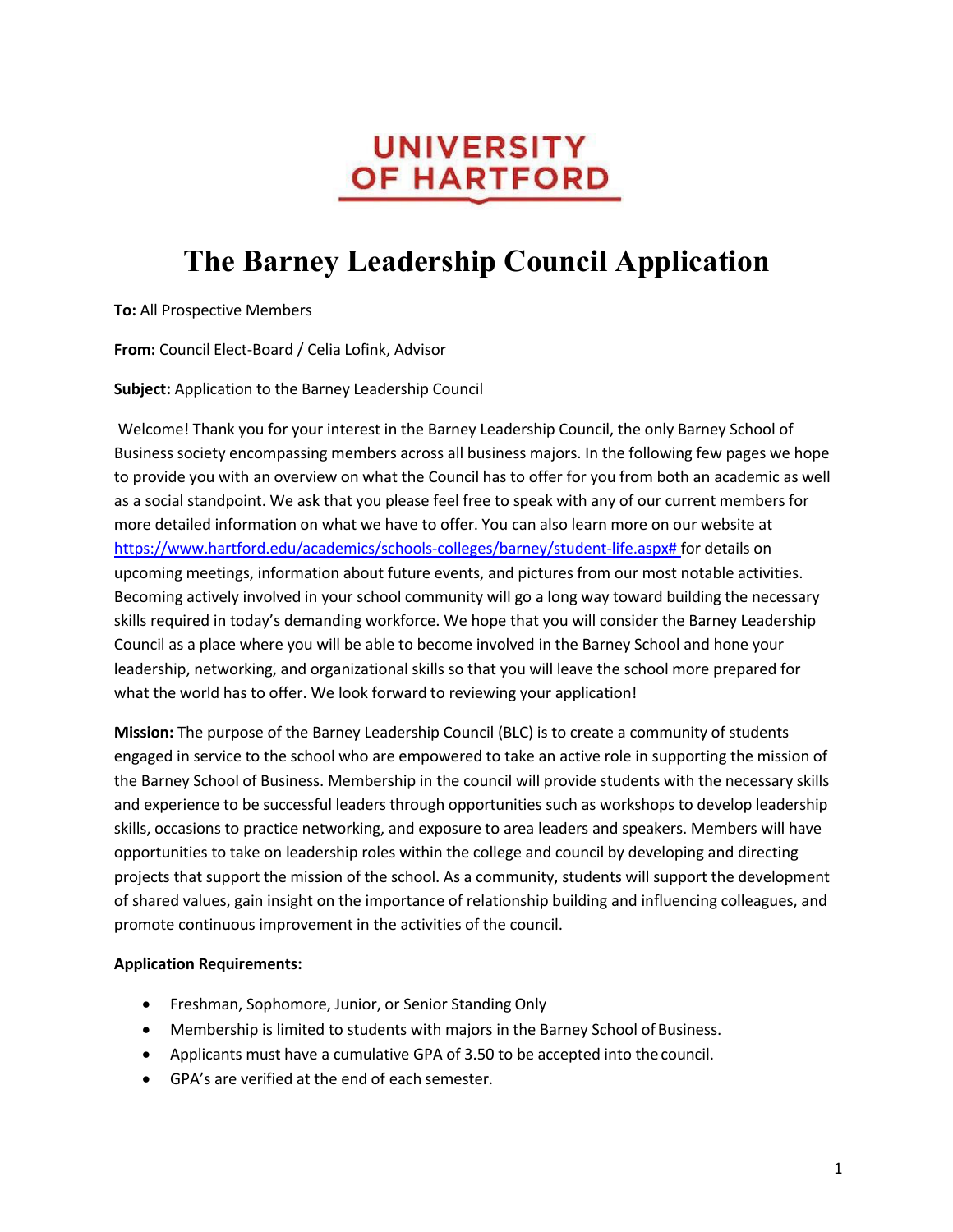UNIVERSITY OF HARTFORD

# The Barney Leadership Council Application

**To:** All Prospective Members

**From:** Council Elect-Board / Celia Lofink, Advisor

**Subject:** Application to the Barney Leadership Council

Welcome! Thank you for your interest in the Barney Leadership Council, the only Barney School of Business society encompassing members across all business majors. In the following few pages we hope to provide you with an overview on what the Council has to offer for you from both an academic as well as a social standpoint. We ask that you please feel free to speak with any of our current members for more detailed information on what we have to offer. You can also learn more on our website at https://www.hartford.edu/academics/schools-colleges/barney/student-life.aspx# for details on upcoming meetings, information about future events, and pictures from our most notable activities. Becoming actively involved in your school community will go a long way toward building the necessary skills required in today's demanding workforce. We hope that you will consider the Barney Leadership Council as a place where you will be able to become involved in the Barney School and hone your leadership, networking, and organizational skills so that you will leave the school more prepared for what the world has to offer. We look forward to reviewing your application!

**Mission:** The purpose of the Barney Leadership Council (BLC) is to create a community of students engaged in service to the school who are empowered to take an active role in supporting the mission of the Barney School of Business. Membership in the council will provide students with the necessary skills and experience to be successful leaders through opportunities such as workshops to develop leadership skills, occasions to practice networking, and exposure to area leaders and speakers. Members will have opportunities to take on leadership roles within the college and council by developing and directing projects that support the mission of the school. As a community, students will support the development of shared values, gain insight on the importance of relationship building and influencing colleagues, and promote continuous improvement in the activities of the council.

**Application Requirements:**

- Freshman, Sophomore, Junior, or Senior Standing Only
- Membership is limited to students with majors in the Barney School of Business.
- Applicants must have a cumulative GPA of 3.50 to be accepted into the council.
- GPA's are verified at the end of each semester.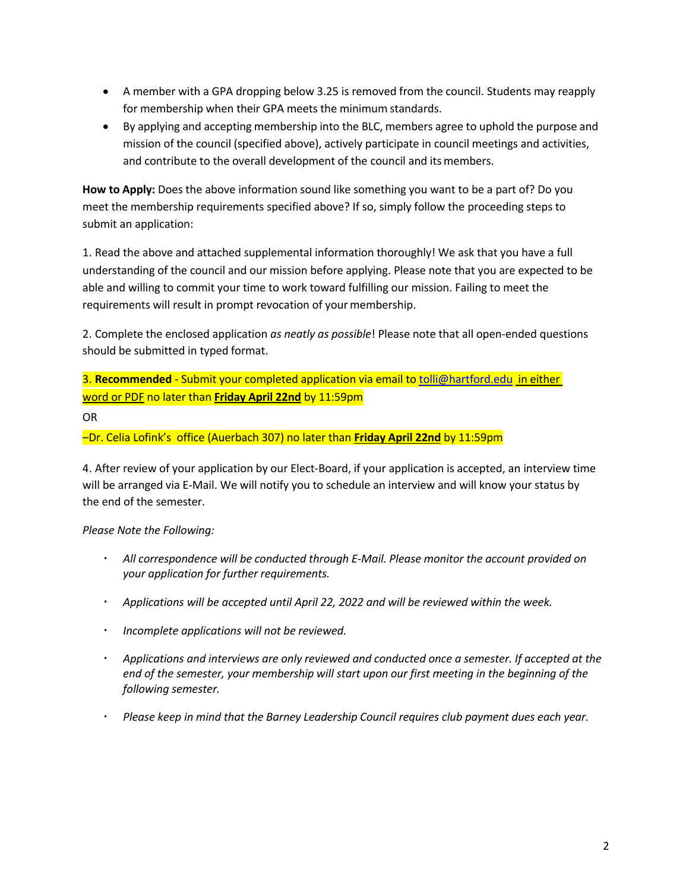- A member with a GPA dropping below 3.25 is removed from the council. Students may reapply for membership when their GPA meets the minimum standards.
- By applying and accepting membership into the BLC, members agree to uphold the purpose and mission of the council (specified above), actively participate in council meetings and activities, and contribute to the overall development of the council and its members.

**How to Apply:** Does the above information sound like something you want to be a part of? Do you meet the membership requirements specified above? If so, simply follow the proceeding steps to submit an application:

1. Read the above and attached supplemental information thoroughly! We ask that you have a full understanding of the council and our mission before applying. Please note that you are expected to be able and willing to commit your time to work toward fulfilling our mission. Failing to meet the requirements will result in prompt revocation of your membership.

2. Complete the enclosed application *as neatly as possible*! Please note that all open-ended questions should be submitted in typed format.

3. **Recommended** - Submit your completed application via email to tolli@hartford.edu in either word or PDF no later than **Friday April 22nd** by 11:59pm

OR

–Dr. Celia Lofink's office (Auerbach 307) no later than **Friday April 22nd** by 11:59pm

4. After review of your application by our Elect-Board, if your application is accepted, an interview time will be arranged via E-Mail. We will notify you to schedule an interview and will know your status by the end of the semester.

*Please Note the Following:*

- *All correspondence will be conducted through E-Mail. Please monitor the account provided on your application for further requirements.*
- *Applications will be accepted until April 22, 2022 and will be reviewed within the week.*
- *Incomplete applications will not be reviewed.*
- *Applications and interviews are only reviewed and conducted once a semester. If accepted at the end of the semester, your membership will start upon our first meeting in the beginning of the following semester.*
- *Please keep in mind that the Barney Leadership Council requires club payment dues each year.*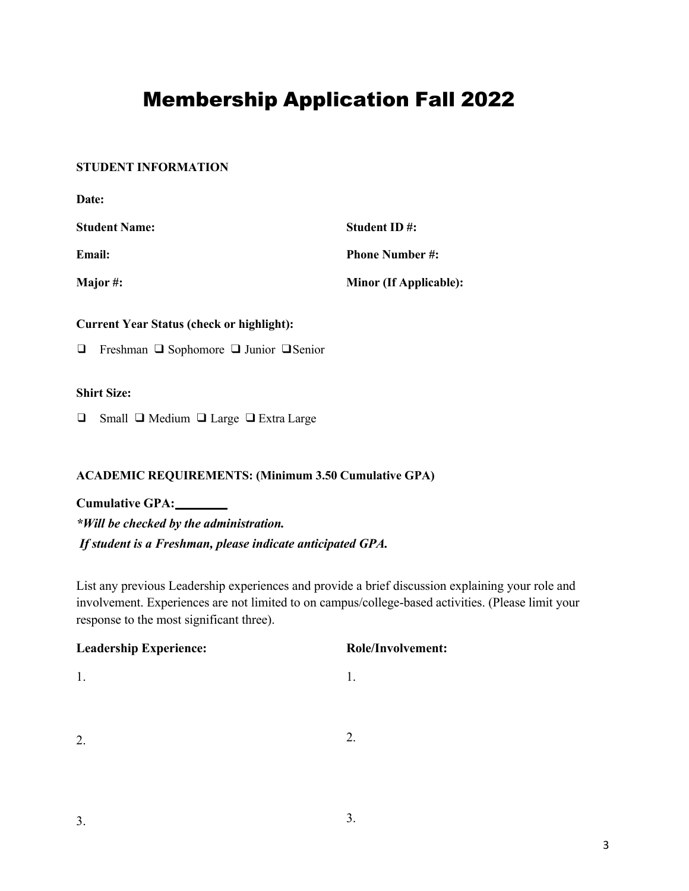# Membership Application Fall 2022

**STUDENT INFORMATION**

**Date:**

**Student Name:** **Student ID #:**

**Email:** **Phone Number #:**

**Major #:** **Minor (If Applicable):**

**Current Year Status (check or highlight):**

❑ Freshman ❑ Sophomore ❑ Junior ❑ Senior

**Shirt Size:**

❑ Small ❑ Medium ❑ Large ❑ Extra Large

**ACADEMIC REQUIREMENTS: (Minimum 3.50 Cumulative GPA)**

**Cumulative GPA:**________

***Will be checked by the administration.***
***If student is a Freshman, please indicate anticipated GPA.***

List any previous Leadership experiences and provide a brief discussion explaining your role and involvement. Experiences are not limited to on campus/college-based activities. (Please limit your response to the most significant three).

| Leadership Experience: | Role/Involvement: |
| --- | --- |
| 1. | 1. |
| 2. | 2. |
| 3. | 3. |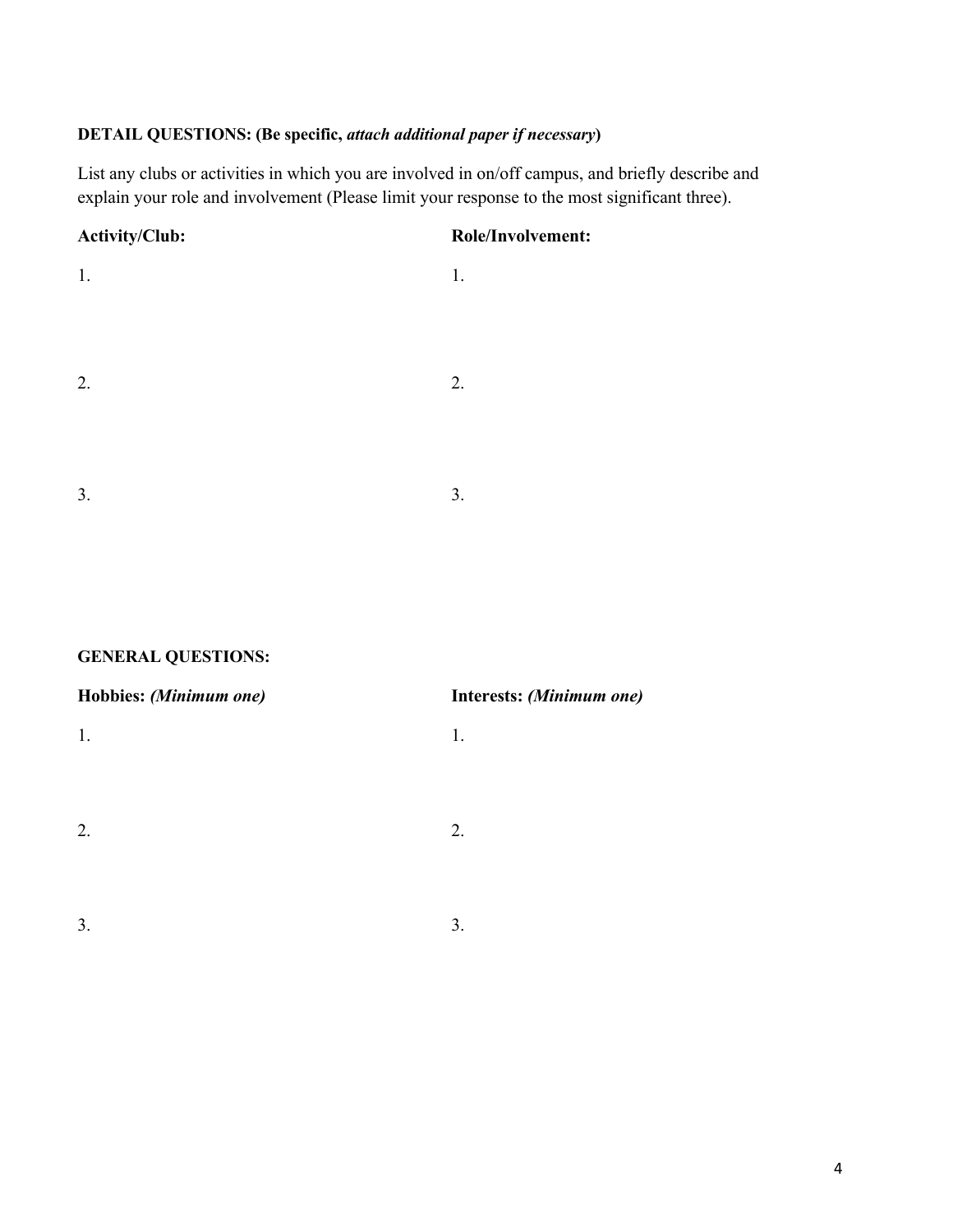**DETAIL QUESTIONS: (Be specific, *attach additional paper if necessary*)**

List any clubs or activities in which you are involved in on/off campus, and briefly describe and explain your role and involvement (Please limit your response to the most significant three).

| **Activity/Club:** | **Role/Involvement:** |
| --- | --- |
| 1. | 1. |
| 2. | 2. |
| 3. | 3. |

**GENERAL QUESTIONS:**

| **Hobbies:** ***(Minimum one)*** | **Interests:** ***(Minimum one)*** |
| --- | --- |
| 1. | 1. |
| 2. | 2. |
| 3. | 3. |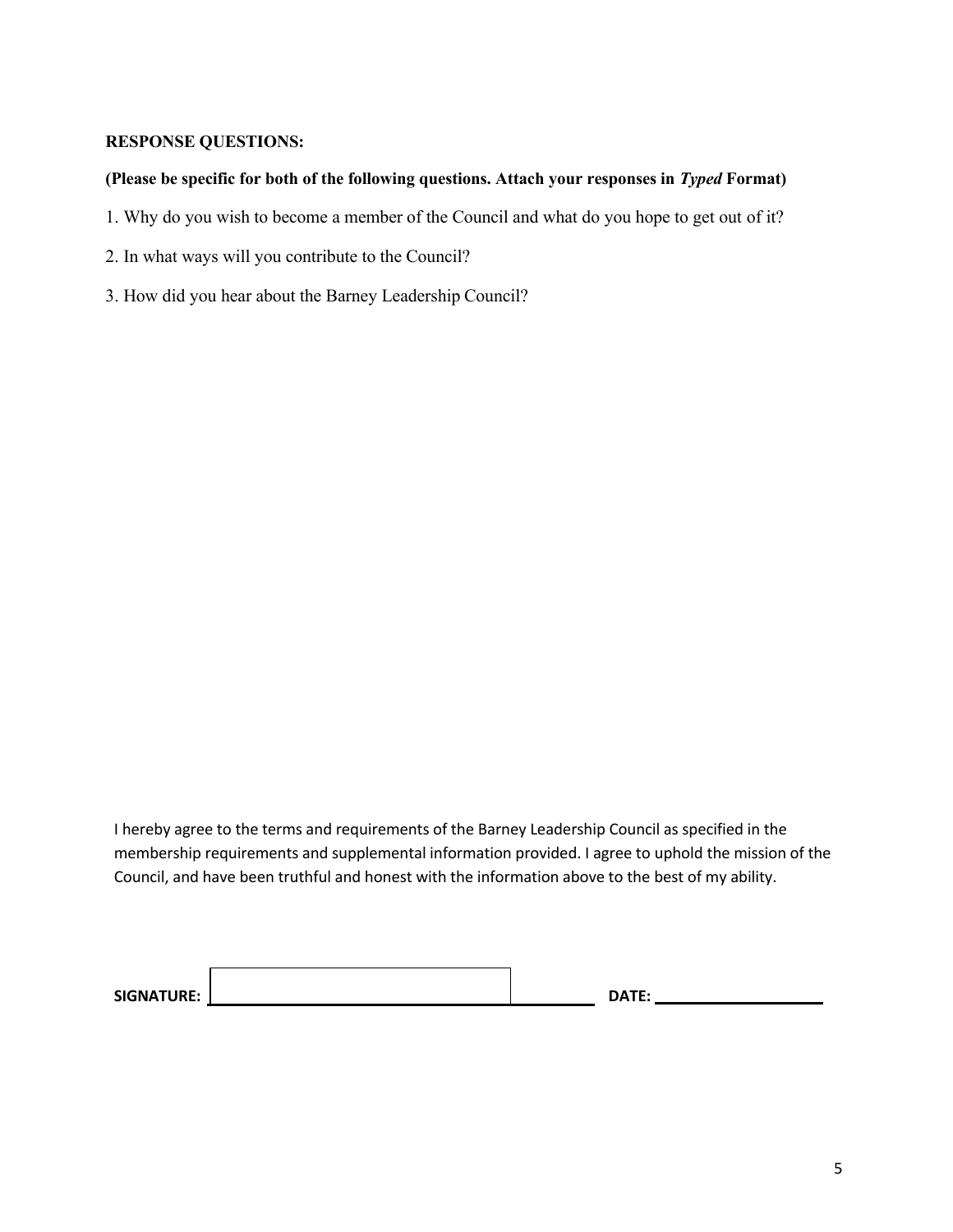**RESPONSE QUESTIONS:**

**(Please be specific for both of the following questions. Attach your responses in *Typed* Format)**

1. Why do you wish to become a member of the Council and what do you hope to get out of it?

2. In what ways will you contribute to the Council?

3. How did you hear about the Barney Leadership Council?

I hereby agree to the terms and requirements of the Barney Leadership Council as specified in the membership requirements and supplemental information provided. I agree to uphold the mission of the Council, and have been truthful and honest with the information above to the best of my ability.

**SIGNATURE:** ______________________________ **DATE:** ____________________